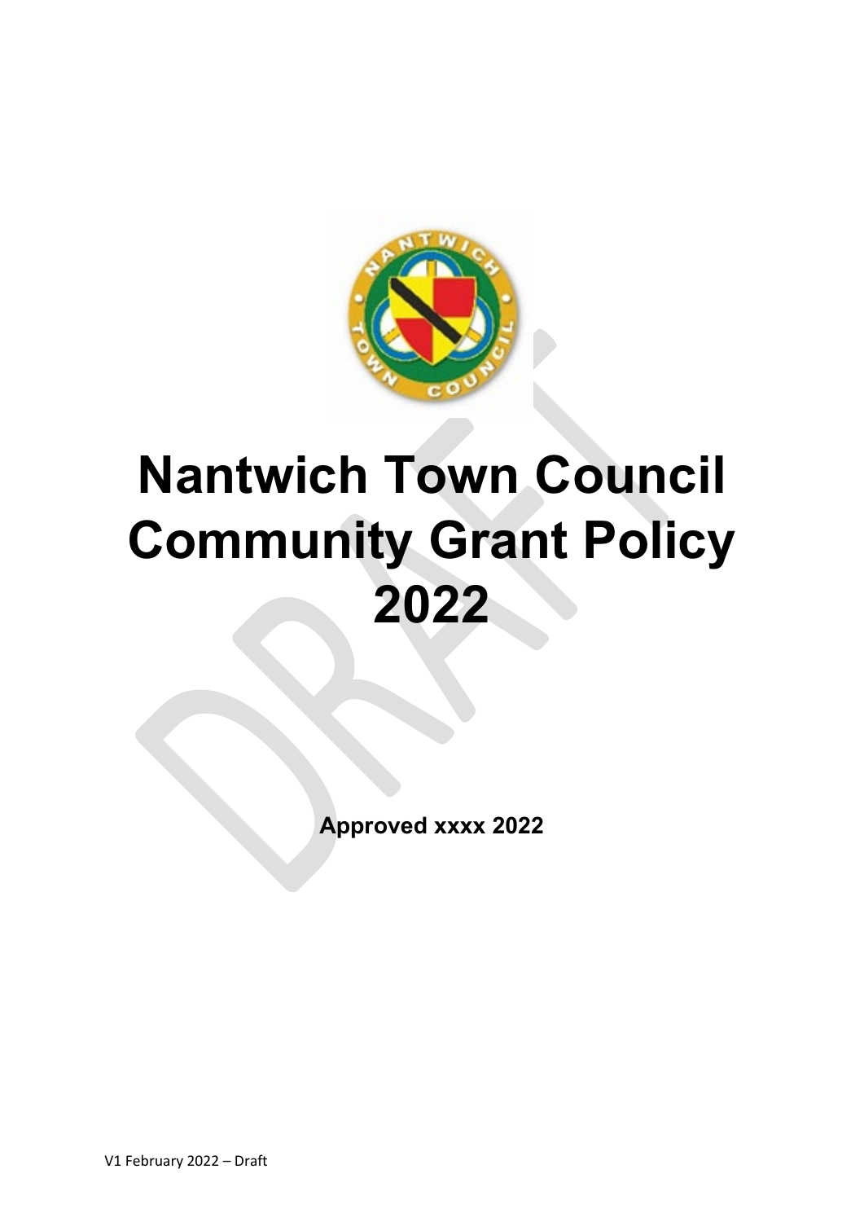# Nantwich Town Council Community Grant Policy 2022

**Approved xxxx 2022**

V1 February 2022 – Draft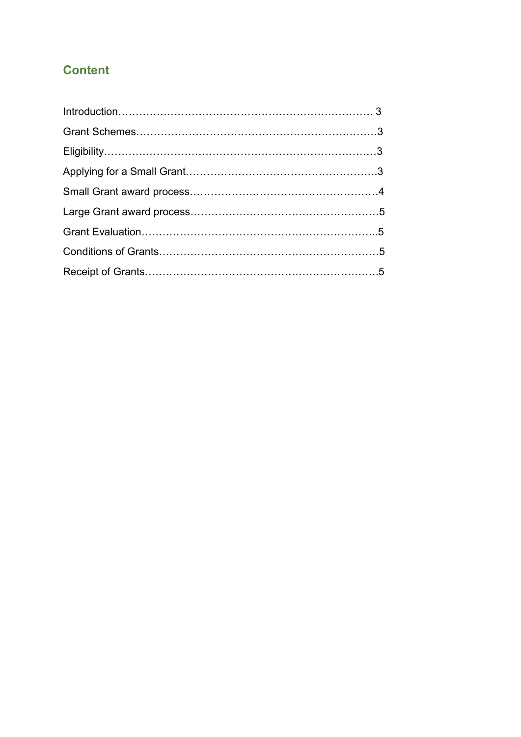## Content

Introduction……………………………………………………………. 3

Grant Schemes……………………………………………………………3

Eligibility……………………………………………………………………3

Applying for a Small Grant………………………………………………3

Small Grant award process………………………………………………4

Large Grant award process………………………………………………5

Grant Evaluation…………………………………………………………..5

Conditions of Grants………………………………………………………5

Receipt of Grants………………………………………………………….5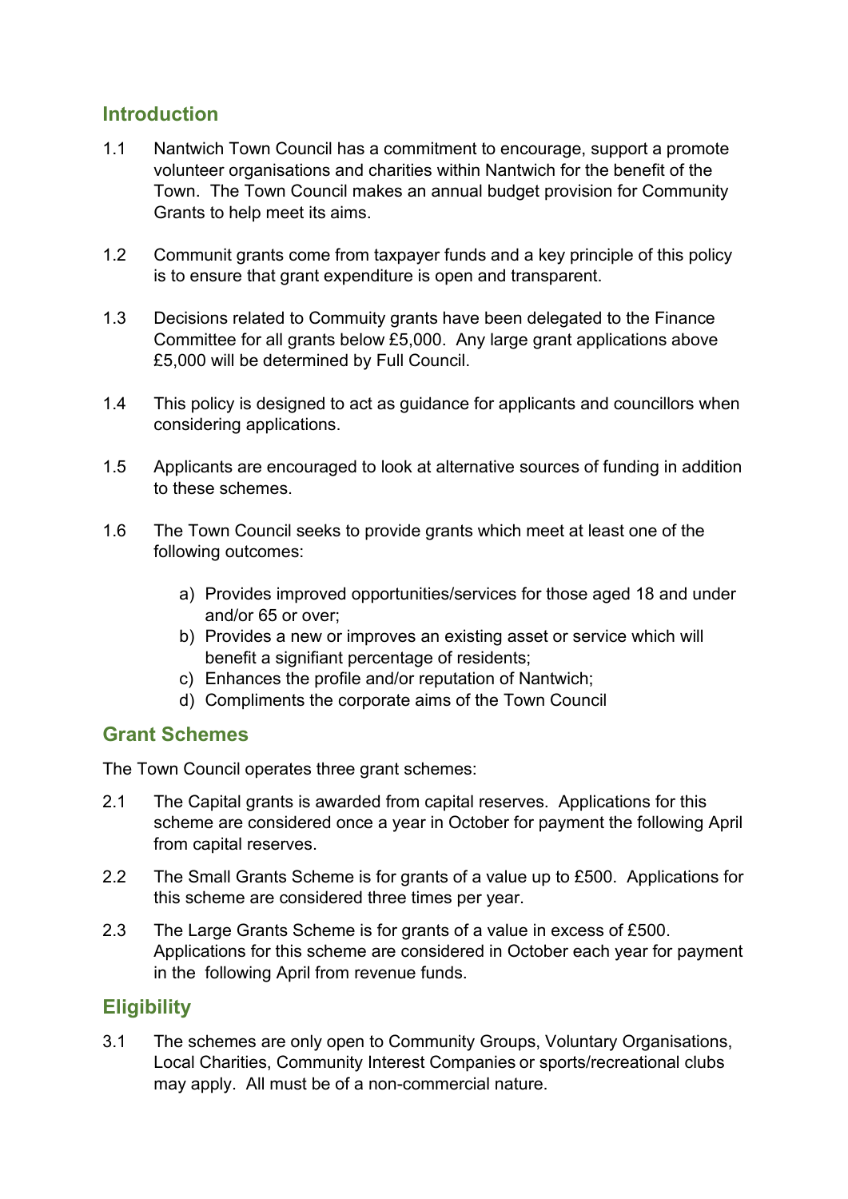## Introduction

1.1 Nantwich Town Council has a commitment to encourage, support a promote volunteer organisations and charities within Nantwich for the benefit of the Town. The Town Council makes an annual budget provision for Community Grants to help meet its aims.

1.2 Communit grants come from taxpayer funds and a key principle of this policy is to ensure that grant expenditure is open and transparent.

1.3 Decisions related to Commuity grants have been delegated to the Finance Committee for all grants below £5,000. Any large grant applications above £5,000 will be determined by Full Council.

1.4 This policy is designed to act as guidance for applicants and councillors when considering applications.

1.5 Applicants are encouraged to look at alternative sources of funding in addition to these schemes.

1.6 The Town Council seeks to provide grants which meet at least one of the following outcomes:

a) Provides improved opportunities/services for those aged 18 and under and/or 65 or over;
b) Provides a new or improves an existing asset or service which will benefit a signifiant percentage of residents;
c) Enhances the profile and/or reputation of Nantwich;
d) Compliments the corporate aims of the Town Council

## Grant Schemes

The Town Council operates three grant schemes:

2.1 The Capital grants is awarded from capital reserves. Applications for this scheme are considered once a year in October for payment the following April from capital reserves.

2.2 The Small Grants Scheme is for grants of a value up to £500. Applications for this scheme are considered three times per year.

2.3 The Large Grants Scheme is for grants of a value in excess of £500. Applications for this scheme are considered in October each year for payment in the following April from revenue funds.

## Eligibility

3.1 The schemes are only open to Community Groups, Voluntary Organisations, Local Charities, Community Interest Companies or sports/recreational clubs may apply. All must be of a non-commercial nature.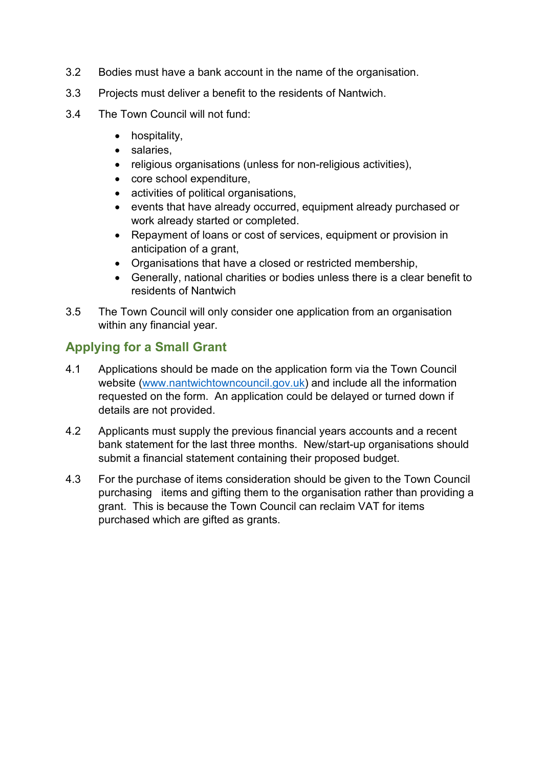3.2 Bodies must have a bank account in the name of the organisation.

3.3 Projects must deliver a benefit to the residents of Nantwich.

3.4 The Town Council will not fund:

- hospitality,
- salaries,
- religious organisations (unless for non-religious activities),
- core school expenditure,
- activities of political organisations,
- events that have already occurred, equipment already purchased or work already started or completed.
- Repayment of loans or cost of services, equipment or provision in anticipation of a grant,
- Organisations that have a closed or restricted membership,
- Generally, national charities or bodies unless there is a clear benefit to residents of Nantwich

3.5 The Town Council will only consider one application from an organisation within any financial year.

## Applying for a Small Grant

4.1 Applications should be made on the application form via the Town Council website ([www.nantwichtowncouncil.gov.uk](www.nantwichtowncouncil.gov.uk)) and include all the information requested on the form. An application could be delayed or turned down if details are not provided.

4.2 Applicants must supply the previous financial years accounts and a recent bank statement for the last three months. New/start-up organisations should submit a financial statement containing their proposed budget.

4.3 For the purchase of items consideration should be given to the Town Council purchasing items and gifting them to the organisation rather than providing a grant. This is because the Town Council can reclaim VAT for items purchased which are gifted as grants.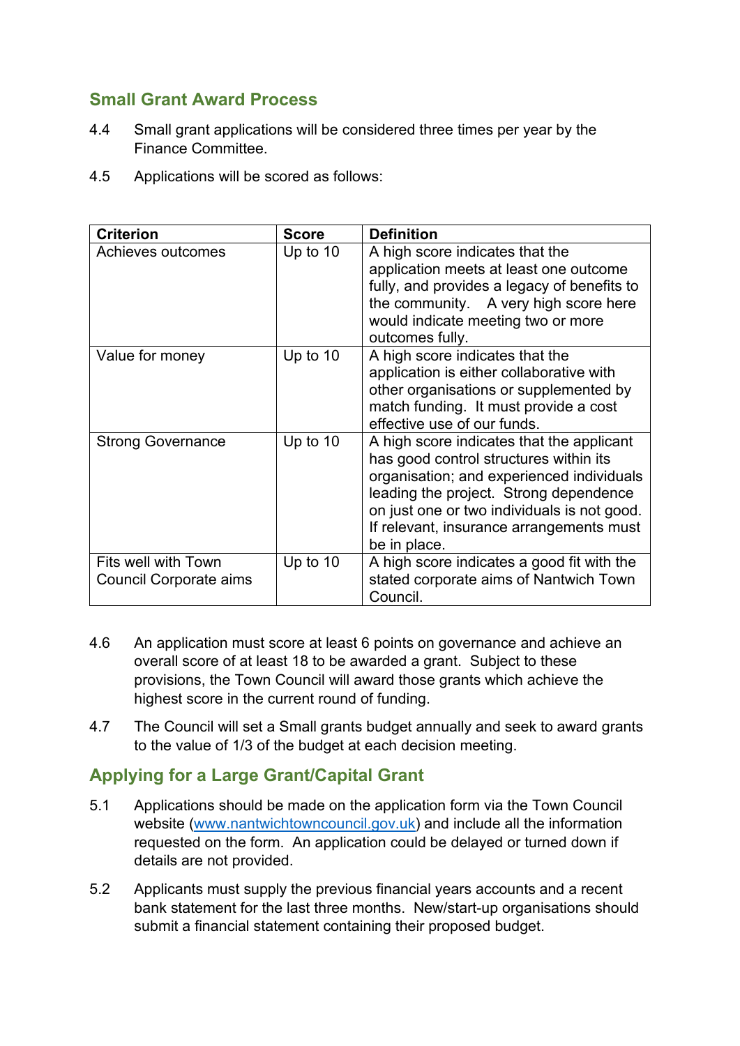## Small Grant Award Process

4.4 Small grant applications will be considered three times per year by the Finance Committee.

4.5 Applications will be scored as follows:

| Criterion | Score | Definition |
|---|---|---|
| Achieves outcomes | Up to 10 | A high score indicates that the application meets at least one outcome fully, and provides a legacy of benefits to the community. A very high score here would indicate meeting two or more outcomes fully. |
| Value for money | Up to 10 | A high score indicates that the application is either collaborative with other organisations or supplemented by match funding. It must provide a cost effective use of our funds. |
| Strong Governance | Up to 10 | A high score indicates that the applicant has good control structures within its organisation; and experienced individuals leading the project. Strong dependence on just one or two individuals is not good. If relevant, insurance arrangements must be in place. |
| Fits well with Town Council Corporate aims | Up to 10 | A high score indicates a good fit with the stated corporate aims of Nantwich Town Council. |

4.6 An application must score at least 6 points on governance and achieve an overall score of at least 18 to be awarded a grant. Subject to these provisions, the Town Council will award those grants which achieve the highest score in the current round of funding.

4.7 The Council will set a Small grants budget annually and seek to award grants to the value of 1/3 of the budget at each decision meeting.

## Applying for a Large Grant/Capital Grant

5.1 Applications should be made on the application form via the Town Council website (www.nantwichtowncouncil.gov.uk) and include all the information requested on the form. An application could be delayed or turned down if details are not provided.

5.2 Applicants must supply the previous financial years accounts and a recent bank statement for the last three months. New/start-up organisations should submit a financial statement containing their proposed budget.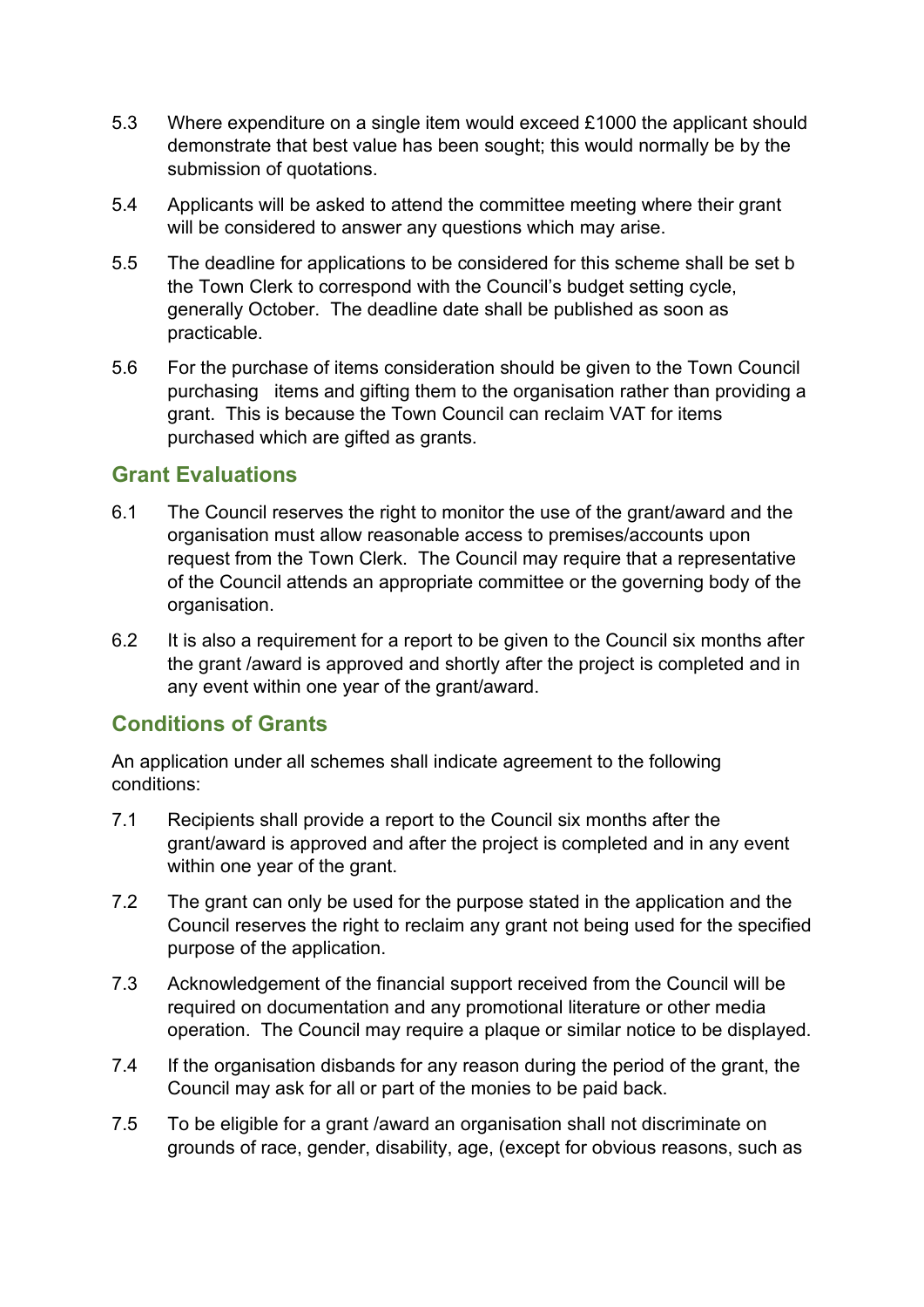5.3 Where expenditure on a single item would exceed £1000 the applicant should demonstrate that best value has been sought; this would normally be by the submission of quotations.

5.4 Applicants will be asked to attend the committee meeting where their grant will be considered to answer any questions which may arise.

5.5 The deadline for applications to be considered for this scheme shall be set b the Town Clerk to correspond with the Council's budget setting cycle, generally October. The deadline date shall be published as soon as practicable.

5.6 For the purchase of items consideration should be given to the Town Council purchasing items and gifting them to the organisation rather than providing a grant. This is because the Town Council can reclaim VAT for items purchased which are gifted as grants.

## Grant Evaluations

6.1 The Council reserves the right to monitor the use of the grant/award and the organisation must allow reasonable access to premises/accounts upon request from the Town Clerk. The Council may require that a representative of the Council attends an appropriate committee or the governing body of the organisation.

6.2 It is also a requirement for a report to be given to the Council six months after the grant /award is approved and shortly after the project is completed and in any event within one year of the grant/award.

## Conditions of Grants

An application under all schemes shall indicate agreement to the following conditions:

7.1 Recipients shall provide a report to the Council six months after the grant/award is approved and after the project is completed and in any event within one year of the grant.

7.2 The grant can only be used for the purpose stated in the application and the Council reserves the right to reclaim any grant not being used for the specified purpose of the application.

7.3 Acknowledgement of the financial support received from the Council will be required on documentation and any promotional literature or other media operation. The Council may require a plaque or similar notice to be displayed.

7.4 If the organisation disbands for any reason during the period of the grant, the Council may ask for all or part of the monies to be paid back.

7.5 To be eligible for a grant /award an organisation shall not discriminate on grounds of race, gender, disability, age, (except for obvious reasons, such as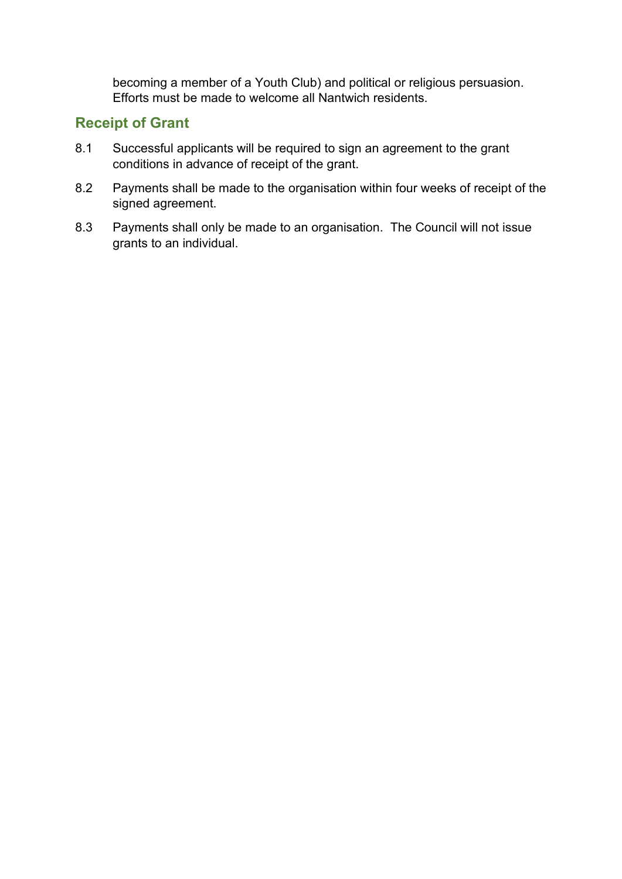becoming a member of a Youth Club) and political or religious persuasion. Efforts must be made to welcome all Nantwich residents.

## Receipt of Grant

8.1 Successful applicants will be required to sign an agreement to the grant conditions in advance of receipt of the grant.

8.2 Payments shall be made to the organisation within four weeks of receipt of the signed agreement.

8.3 Payments shall only be made to an organisation. The Council will not issue grants to an individual.